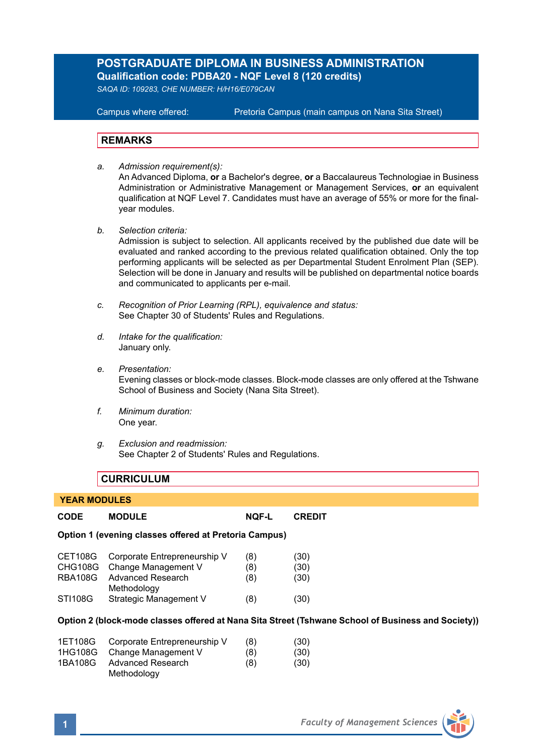# POSTGRADUATE DIPLOMA IN BUSINESS ADMINISTRATION

**Qualification code: PDBA20 - NQF Level 8 (120 credits)**

*SAQA ID: 109283, CHE NUMBER: H/H16/E079CAN*

Campus where offered: Pretoria Campus (main campus on Nana Sita Street)

## REMARKS

a. *Admission requirement(s):*
   An Advanced Diploma, **or** a Bachelor's degree, **or** a Baccalaureus Technologiae in Business Administration or Administrative Management or Management Services, **or** an equivalent qualification at NQF Level 7. Candidates must have an average of 55% or more for the final-year modules.

b. *Selection criteria:*
   Admission is subject to selection. All applicants received by the published due date will be evaluated and ranked according to the previous related qualification obtained. Only the top performing applicants will be selected as per Departmental Student Enrolment Plan (SEP). Selection will be done in January and results will be published on departmental notice boards and communicated to applicants per e-mail.

c. *Recognition of Prior Learning (RPL), equivalence and status:*
   See Chapter 30 of Students' Rules and Regulations.

d. *Intake for the qualification:*
   January only.

e. *Presentation:*
   Evening classes or block-mode classes. Block-mode classes are only offered at the Tshwane School of Business and Society (Nana Sita Street).

f. *Minimum duration:*
   One year.

g. *Exclusion and readmission:*
   See Chapter 2 of Students' Rules and Regulations.

## CURRICULUM

### YEAR MODULES

**Option 1 (evening classes offered at Pretoria Campus)**

| CODE | MODULE | NQF-L | CREDIT |
|---|---|---|---|
| CET108G | Corporate Entrepreneurship V | (8) | (30) |
| CHG108G | Change Management V | (8) | (30) |
| RBA108G | Advanced Research Methodology | (8) | (30) |
| STI108G | Strategic Management V | (8) | (30) |

**Option 2 (block-mode classes offered at Nana Sita Street (Tshwane School of Business and Society))**

| CODE | MODULE | NQF-L | CREDIT |
|---|---|---|---|
| 1ET108G | Corporate Entrepreneurship V | (8) | (30) |
| 1HG108G | Change Management V | (8) | (30) |
| 1BA108G | Advanced Research Methodology | (8) | (30) |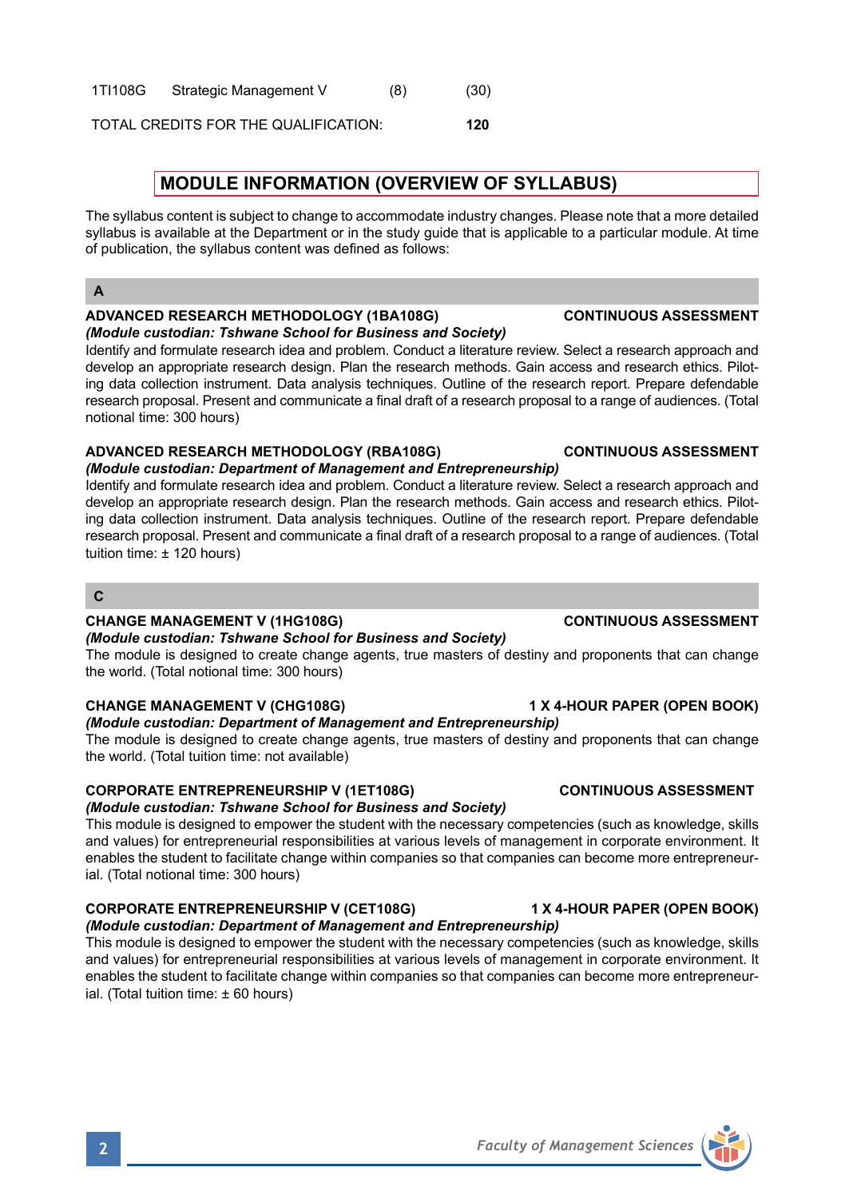| | | | |
|---|---|---|---|
| 1TI108G | Strategic Management V | (8) | (30) |

TOTAL CREDITS FOR THE QUALIFICATION: **120**

## MODULE INFORMATION (OVERVIEW OF SYLLABUS)

The syllabus content is subject to change to accommodate industry changes. Please note that a more detailed syllabus is available at the Department or in the study guide that is applicable to a particular module. At time of publication, the syllabus content was defined as follows:

### A

**ADVANCED RESEARCH METHODOLOGY (1BA108G) — CONTINUOUS ASSESSMENT**
***(Module custodian: Tshwane School for Business and Society)***
Identify and formulate research idea and problem. Conduct a literature review. Select a research approach and develop an appropriate research design. Plan the research methods. Gain access and research ethics. Piloting data collection instrument. Data analysis techniques. Outline of the research report. Prepare defendable research proposal. Present and communicate a final draft of a research proposal to a range of audiences. (Total notional time: 300 hours)

**ADVANCED RESEARCH METHODOLOGY (RBA108G) — CONTINUOUS ASSESSMENT**
***(Module custodian: Department of Management and Entrepreneurship)***
Identify and formulate research idea and problem. Conduct a literature review. Select a research approach and develop an appropriate research design. Plan the research methods. Gain access and research ethics. Piloting data collection instrument. Data analysis techniques. Outline of the research report. Prepare defendable research proposal. Present and communicate a final draft of a research proposal to a range of audiences. (Total tuition time: ± 120 hours)

### C

**CHANGE MANAGEMENT V (1HG108G) — CONTINUOUS ASSESSMENT**
***(Module custodian: Tshwane School for Business and Society)***
The module is designed to create change agents, true masters of destiny and proponents that can change the world. (Total notional time: 300 hours)

**CHANGE MANAGEMENT V (CHG108G) — 1 X 4-HOUR PAPER (OPEN BOOK)**
***(Module custodian: Department of Management and Entrepreneurship)***
The module is designed to create change agents, true masters of destiny and proponents that can change the world. (Total tuition time: not available)

**CORPORATE ENTREPRENEURSHIP V (1ET108G) — CONTINUOUS ASSESSMENT**
***(Module custodian: Tshwane School for Business and Society)***
This module is designed to empower the student with the necessary competencies (such as knowledge, skills and values) for entrepreneurial responsibilities at various levels of management in corporate environment. It enables the student to facilitate change within companies so that companies can become more entrepreneurial. (Total notional time: 300 hours)

**CORPORATE ENTREPRENEURSHIP V (CET108G) — 1 X 4-HOUR PAPER (OPEN BOOK)**
***(Module custodian: Department of Management and Entrepreneurship)***
This module is designed to empower the student with the necessary competencies (such as knowledge, skills and values) for entrepreneurial responsibilities at various levels of management in corporate environment. It enables the student to facilitate change within companies so that companies can become more entrepreneurial. (Total tuition time: ± 60 hours)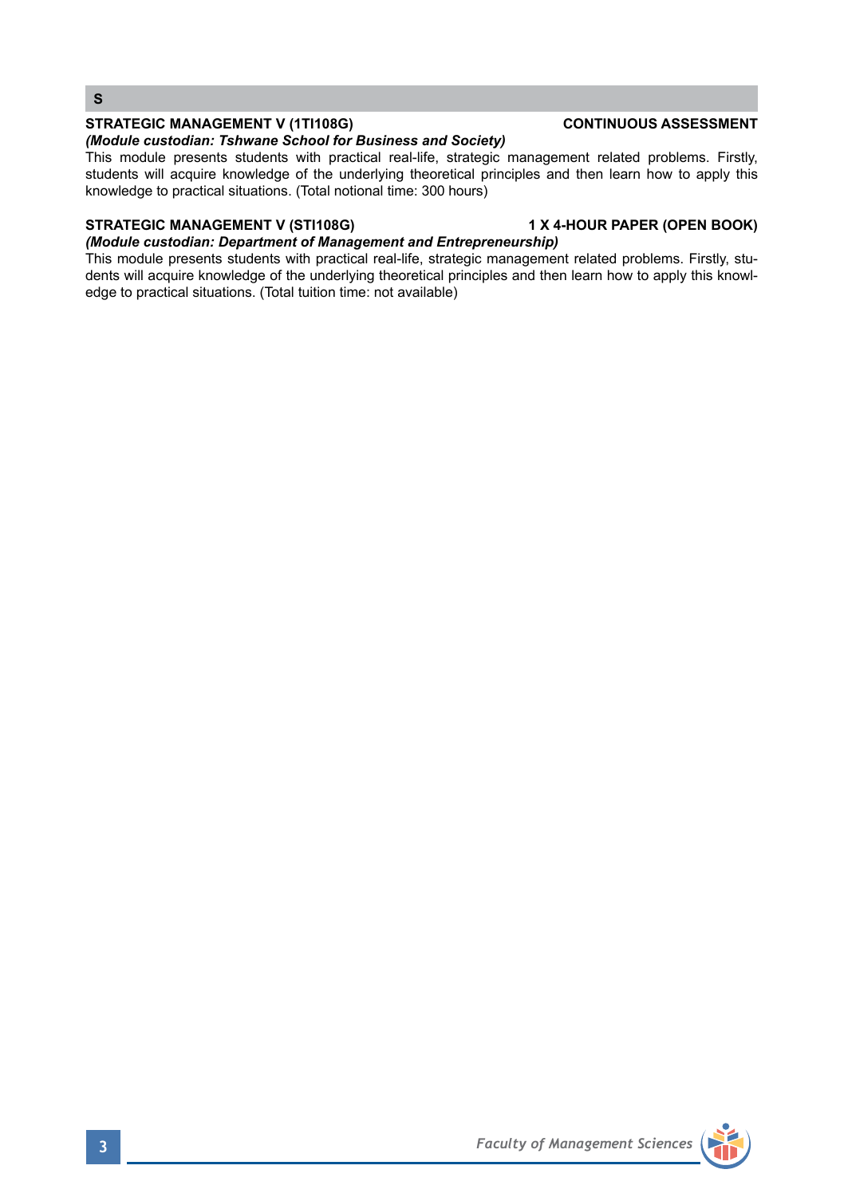## S

**STRATEGIC MANAGEMENT V (1TI108G)** **CONTINUOUS ASSESSMENT**

***(Module custodian: Tshwane School for Business and Society)***

This module presents students with practical real-life, strategic management related problems. Firstly, students will acquire knowledge of the underlying theoretical principles and then learn how to apply this knowledge to practical situations. (Total notional time: 300 hours)

**STRATEGIC MANAGEMENT V (STI108G)** **1 X 4-HOUR PAPER (OPEN BOOK)**

***(Module custodian: Department of Management and Entrepreneurship)***

This module presents students with practical real-life, strategic management related problems. Firstly, students will acquire knowledge of the underlying theoretical principles and then learn how to apply this knowledge to practical situations. (Total tuition time: not available)